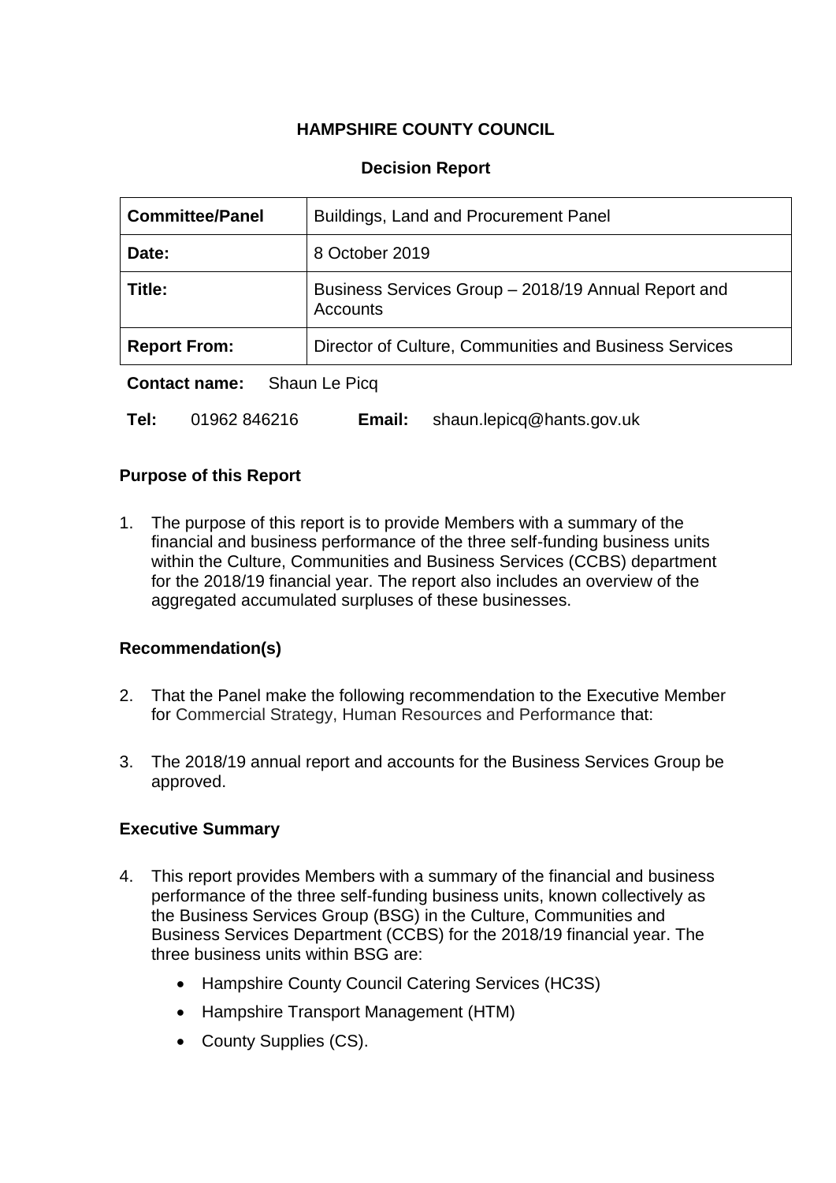# HAMPSHIRE COUNTY COUNCIL

## Decision Report

| **Committee/Panel** | Buildings, Land and Procurement Panel |
|---|---|
| **Date:** | 8 October 2019 |
| **Title:** | Business Services Group – 2018/19 Annual Report and Accounts |
| **Report From:** | Director of Culture, Communities and Business Services |

**Contact name:** Shaun Le Picq

**Tel:** 01962 846216 **Email:** shaun.lepicq@hants.gov.uk

### Purpose of this Report

1. The purpose of this report is to provide Members with a summary of the financial and business performance of the three self-funding business units within the Culture, Communities and Business Services (CCBS) department for the 2018/19 financial year. The report also includes an overview of the aggregated accumulated surpluses of these businesses.

### Recommendation(s)

2. That the Panel make the following recommendation to the Executive Member for Commercial Strategy, Human Resources and Performance that:

3. The 2018/19 annual report and accounts for the Business Services Group be approved.

### Executive Summary

4. This report provides Members with a summary of the financial and business performance of the three self-funding business units, known collectively as the Business Services Group (BSG) in the Culture, Communities and Business Services Department (CCBS) for the 2018/19 financial year. The three business units within BSG are:
   - Hampshire County Council Catering Services (HC3S)
   - Hampshire Transport Management (HTM)
   - County Supplies (CS).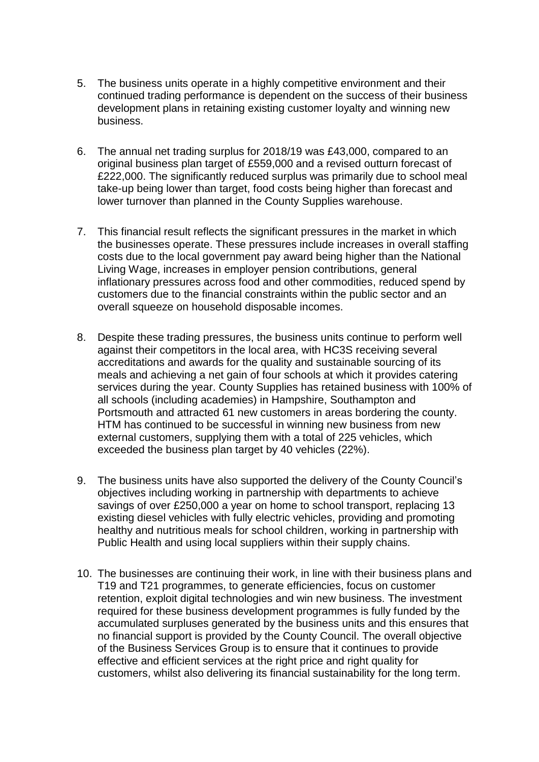5. The business units operate in a highly competitive environment and their continued trading performance is dependent on the success of their business development plans in retaining existing customer loyalty and winning new business.

6. The annual net trading surplus for 2018/19 was £43,000, compared to an original business plan target of £559,000 and a revised outturn forecast of £222,000. The significantly reduced surplus was primarily due to school meal take-up being lower than target, food costs being higher than forecast and lower turnover than planned in the County Supplies warehouse.

7. This financial result reflects the significant pressures in the market in which the businesses operate. These pressures include increases in overall staffing costs due to the local government pay award being higher than the National Living Wage, increases in employer pension contributions, general inflationary pressures across food and other commodities, reduced spend by customers due to the financial constraints within the public sector and an overall squeeze on household disposable incomes.

8. Despite these trading pressures, the business units continue to perform well against their competitors in the local area, with HC3S receiving several accreditations and awards for the quality and sustainable sourcing of its meals and achieving a net gain of four schools at which it provides catering services during the year. County Supplies has retained business with 100% of all schools (including academies) in Hampshire, Southampton and Portsmouth and attracted 61 new customers in areas bordering the county. HTM has continued to be successful in winning new business from new external customers, supplying them with a total of 225 vehicles, which exceeded the business plan target by 40 vehicles (22%).

9. The business units have also supported the delivery of the County Council's objectives including working in partnership with departments to achieve savings of over £250,000 a year on home to school transport, replacing 13 existing diesel vehicles with fully electric vehicles, providing and promoting healthy and nutritious meals for school children, working in partnership with Public Health and using local suppliers within their supply chains.

10. The businesses are continuing their work, in line with their business plans and T19 and T21 programmes, to generate efficiencies, focus on customer retention, exploit digital technologies and win new business. The investment required for these business development programmes is fully funded by the accumulated surpluses generated by the business units and this ensures that no financial support is provided by the County Council. The overall objective of the Business Services Group is to ensure that it continues to provide effective and efficient services at the right price and right quality for customers, whilst also delivering its financial sustainability for the long term.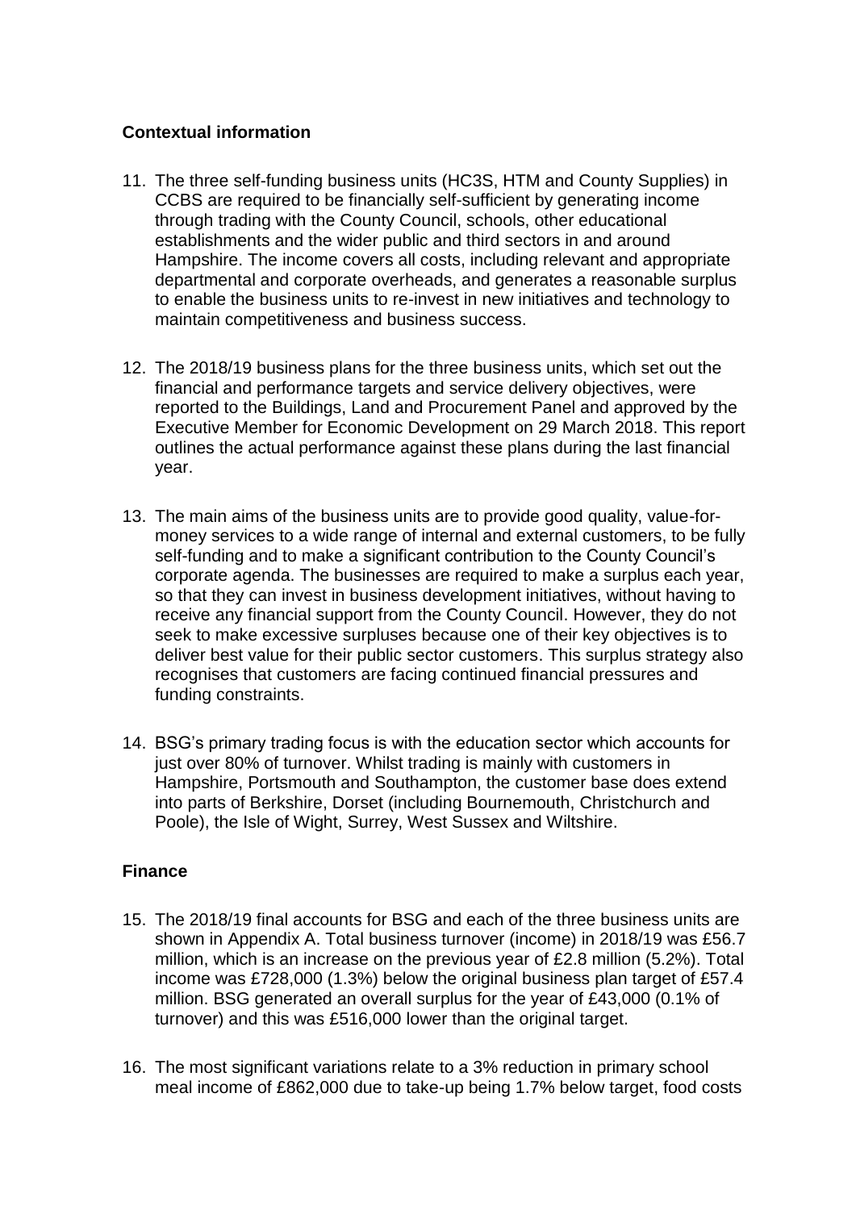**Contextual information**

11. The three self-funding business units (HC3S, HTM and County Supplies) in CCBS are required to be financially self-sufficient by generating income through trading with the County Council, schools, other educational establishments and the wider public and third sectors in and around Hampshire. The income covers all costs, including relevant and appropriate departmental and corporate overheads, and generates a reasonable surplus to enable the business units to re-invest in new initiatives and technology to maintain competitiveness and business success.

12. The 2018/19 business plans for the three business units, which set out the financial and performance targets and service delivery objectives, were reported to the Buildings, Land and Procurement Panel and approved by the Executive Member for Economic Development on 29 March 2018. This report outlines the actual performance against these plans during the last financial year.

13. The main aims of the business units are to provide good quality, value-for-money services to a wide range of internal and external customers, to be fully self-funding and to make a significant contribution to the County Council's corporate agenda. The businesses are required to make a surplus each year, so that they can invest in business development initiatives, without having to receive any financial support from the County Council. However, they do not seek to make excessive surpluses because one of their key objectives is to deliver best value for their public sector customers. This surplus strategy also recognises that customers are facing continued financial pressures and funding constraints.

14. BSG's primary trading focus is with the education sector which accounts for just over 80% of turnover. Whilst trading is mainly with customers in Hampshire, Portsmouth and Southampton, the customer base does extend into parts of Berkshire, Dorset (including Bournemouth, Christchurch and Poole), the Isle of Wight, Surrey, West Sussex and Wiltshire.

**Finance**

15. The 2018/19 final accounts for BSG and each of the three business units are shown in Appendix A. Total business turnover (income) in 2018/19 was £56.7 million, which is an increase on the previous year of £2.8 million (5.2%). Total income was £728,000 (1.3%) below the original business plan target of £57.4 million. BSG generated an overall surplus for the year of £43,000 (0.1% of turnover) and this was £516,000 lower than the original target.

16. The most significant variations relate to a 3% reduction in primary school meal income of £862,000 due to take-up being 1.7% below target, food costs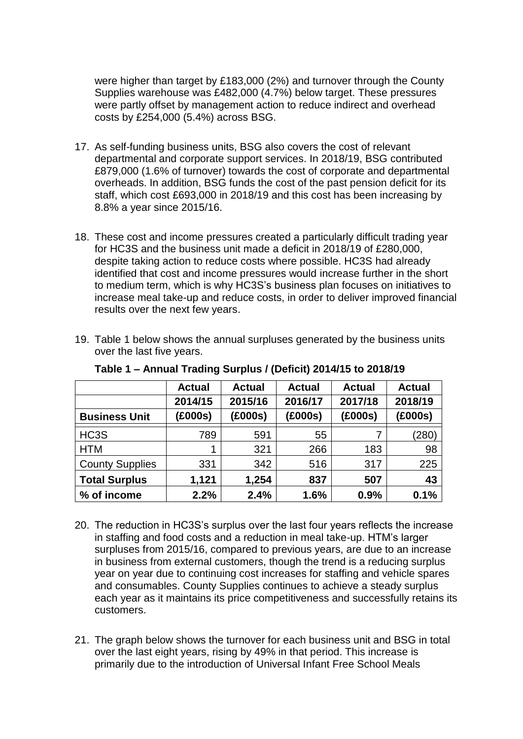were higher than target by £183,000 (2%) and turnover through the County Supplies warehouse was £482,000 (4.7%) below target. These pressures were partly offset by management action to reduce indirect and overhead costs by £254,000 (5.4%) across BSG.

17. As self-funding business units, BSG also covers the cost of relevant departmental and corporate support services. In 2018/19, BSG contributed £879,000 (1.6% of turnover) towards the cost of corporate and departmental overheads. In addition, BSG funds the cost of the past pension deficit for its staff, which cost £693,000 in 2018/19 and this cost has been increasing by 8.8% a year since 2015/16.

18. These cost and income pressures created a particularly difficult trading year for HC3S and the business unit made a deficit in 2018/19 of £280,000, despite taking action to reduce costs where possible. HC3S had already identified that cost and income pressures would increase further in the short to medium term, which is why HC3S's business plan focuses on initiatives to increase meal take-up and reduce costs, in order to deliver improved financial results over the next few years.

19. Table 1 below shows the annual surpluses generated by the business units over the last five years.

**Table 1 – Annual Trading Surplus / (Deficit) 2014/15 to 2018/19**

| Business Unit | Actual 2014/15 (£000s) | Actual 2015/16 (£000s) | Actual 2016/17 (£000s) | Actual 2017/18 (£000s) | Actual 2018/19 (£000s) |
|---|---|---|---|---|---|
| HC3S | 789 | 591 | 55 | 7 | (280) |
| HTM | 1 | 321 | 266 | 183 | 98 |
| County Supplies | 331 | 342 | 516 | 317 | 225 |
| **Total Surplus** | **1,121** | **1,254** | **837** | **507** | **43** |
| **% of income** | **2.2%** | **2.4%** | **1.6%** | **0.9%** | **0.1%** |

20. The reduction in HC3S's surplus over the last four years reflects the increase in staffing and food costs and a reduction in meal take-up. HTM's larger surpluses from 2015/16, compared to previous years, are due to an increase in business from external customers, though the trend is a reducing surplus year on year due to continuing cost increases for staffing and vehicle spares and consumables. County Supplies continues to achieve a steady surplus each year as it maintains its price competitiveness and successfully retains its customers.

21. The graph below shows the turnover for each business unit and BSG in total over the last eight years, rising by 49% in that period. This increase is primarily due to the introduction of Universal Infant Free School Meals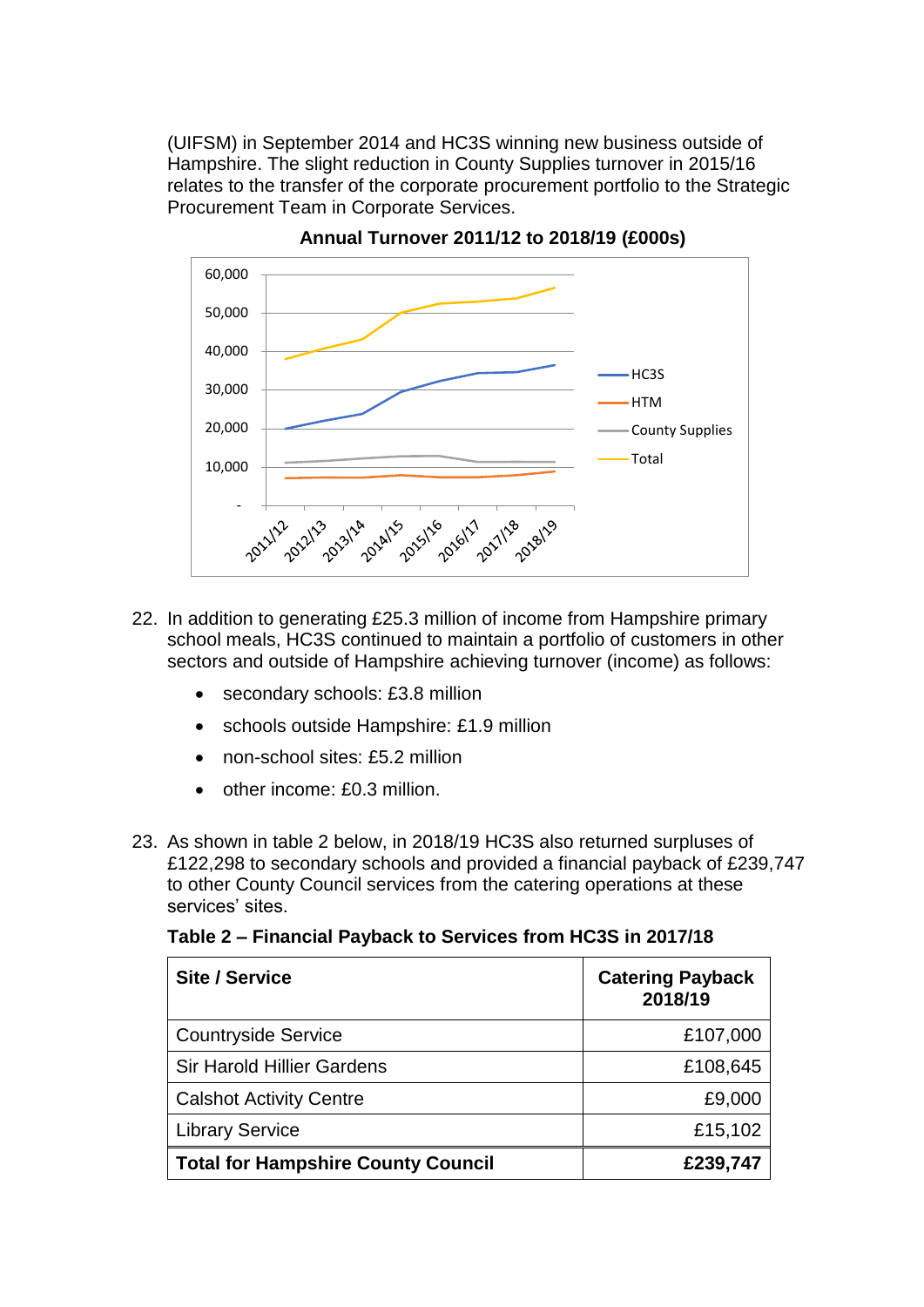(UIFSM) in September 2014 and HC3S winning new business outside of Hampshire. The slight reduction in County Supplies turnover in 2015/16 relates to the transfer of the corporate procurement portfolio to the Strategic Procurement Team in Corporate Services.

**Annual Turnover 2011/12 to 2018/19 (£000s)**

22. In addition to generating £25.3 million of income from Hampshire primary school meals, HC3S continued to maintain a portfolio of customers in other sectors and outside of Hampshire achieving turnover (income) as follows:

    - secondary schools: £3.8 million
    - schools outside Hampshire: £1.9 million
    - non-school sites: £5.2 million
    - other income: £0.3 million.

23. As shown in table 2 below, in 2018/19 HC3S also returned surpluses of £122,298 to secondary schools and provided a financial payback of £239,747 to other County Council services from the catering operations at these services' sites.

**Table 2 – Financial Payback to Services from HC3S in 2017/18**

| Site / Service | Catering Payback 2018/19 |
|---|---:|
| Countryside Service | £107,000 |
| Sir Harold Hillier Gardens | £108,645 |
| Calshot Activity Centre | £9,000 |
| Library Service | £15,102 |
| **Total for Hampshire County Council** | **£239,747** |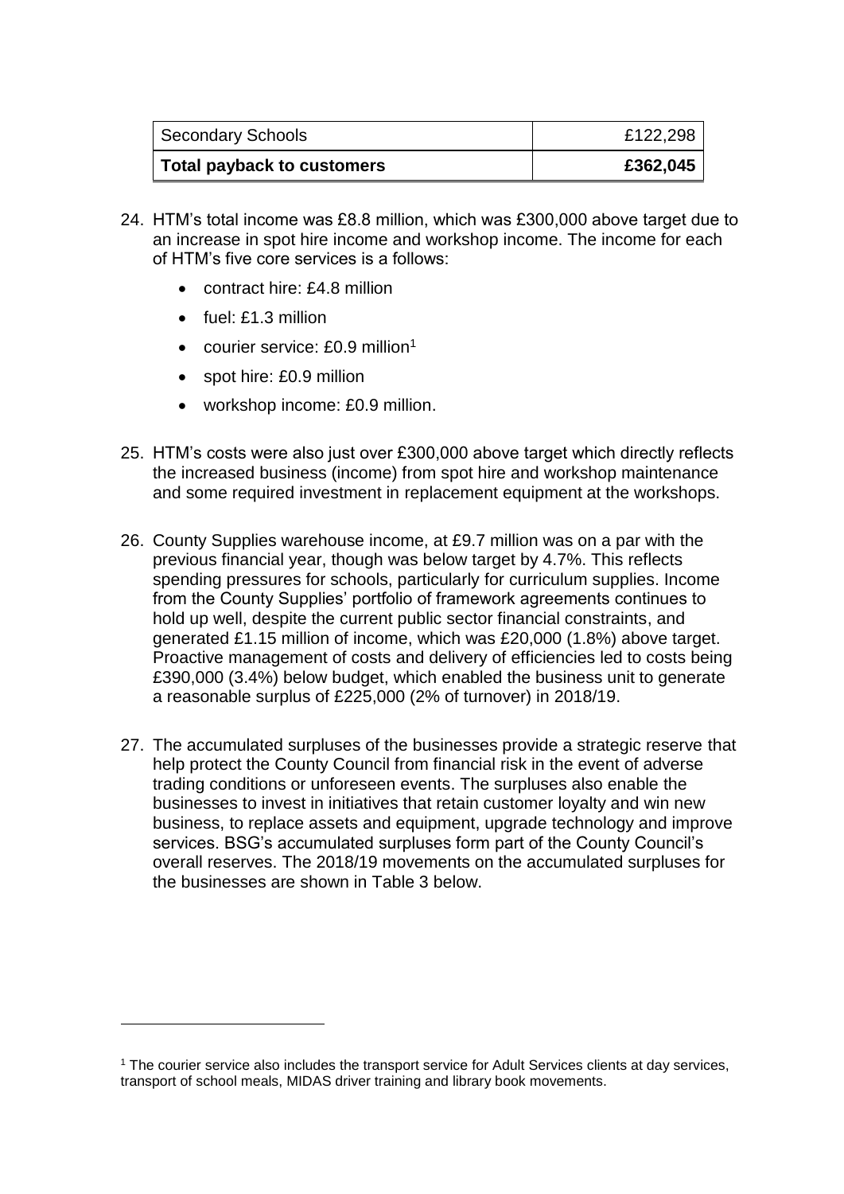| Secondary Schools | £122,298 |
|---|---|
| **Total payback to customers** | **£362,045** |

24. HTM's total income was £8.8 million, which was £300,000 above target due to an increase in spot hire income and workshop income. The income for each of HTM's five core services is a follows:

    - contract hire: £4.8 million
    - fuel: £1.3 million
    - courier service: £0.9 million[1]
    - spot hire: £0.9 million
    - workshop income: £0.9 million.

25. HTM's costs were also just over £300,000 above target which directly reflects the increased business (income) from spot hire and workshop maintenance and some required investment in replacement equipment at the workshops.

26. County Supplies warehouse income, at £9.7 million was on a par with the previous financial year, though was below target by 4.7%. This reflects spending pressures for schools, particularly for curriculum supplies. Income from the County Supplies' portfolio of framework agreements continues to hold up well, despite the current public sector financial constraints, and generated £1.15 million of income, which was £20,000 (1.8%) above target. Proactive management of costs and delivery of efficiencies led to costs being £390,000 (3.4%) below budget, which enabled the business unit to generate a reasonable surplus of £225,000 (2% of turnover) in 2018/19.

27. The accumulated surpluses of the businesses provide a strategic reserve that help protect the County Council from financial risk in the event of adverse trading conditions or unforeseen events. The surpluses also enable the businesses to invest in initiatives that retain customer loyalty and win new business, to replace assets and equipment, upgrade technology and improve services. BSG's accumulated surpluses form part of the County Council's overall reserves. The 2018/19 movements on the accumulated surpluses for the businesses are shown in Table 3 below.

---

[1] The courier service also includes the transport service for Adult Services clients at day services, transport of school meals, MIDAS driver training and library book movements.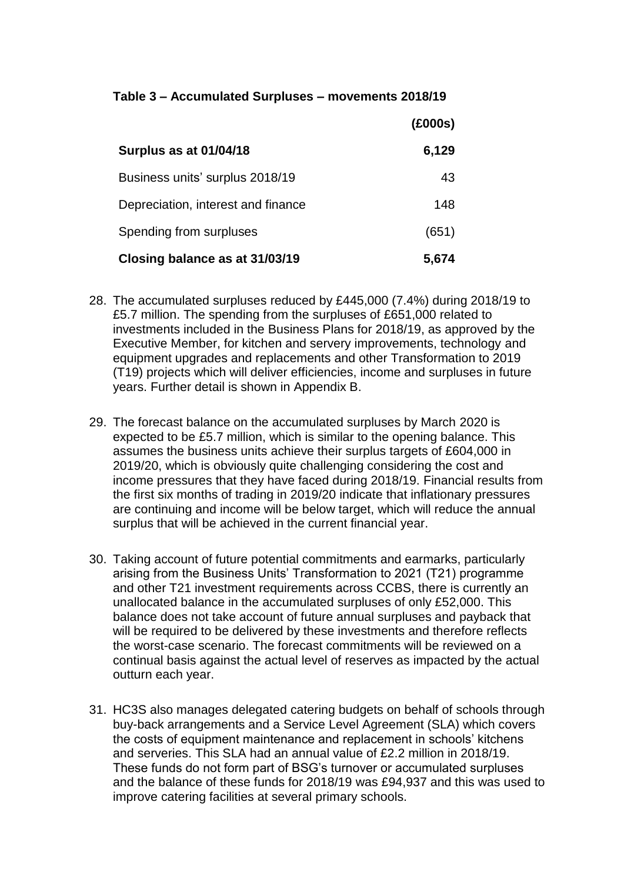**Table 3 – Accumulated Surpluses – movements 2018/19**

| | (£000s) |
|---|---|
| **Surplus as at 01/04/18** | **6,129** |
| Business units' surplus 2018/19 | 43 |
| Depreciation, interest and finance | 148 |
| Spending from surpluses | (651) |
| **Closing balance as at 31/03/19** | **5,674** |

28. The accumulated surpluses reduced by £445,000 (7.4%) during 2018/19 to £5.7 million. The spending from the surpluses of £651,000 related to investments included in the Business Plans for 2018/19, as approved by the Executive Member, for kitchen and servery improvements, technology and equipment upgrades and replacements and other Transformation to 2019 (T19) projects which will deliver efficiencies, income and surpluses in future years. Further detail is shown in Appendix B.

29. The forecast balance on the accumulated surpluses by March 2020 is expected to be £5.7 million, which is similar to the opening balance. This assumes the business units achieve their surplus targets of £604,000 in 2019/20, which is obviously quite challenging considering the cost and income pressures that they have faced during 2018/19. Financial results from the first six months of trading in 2019/20 indicate that inflationary pressures are continuing and income will be below target, which will reduce the annual surplus that will be achieved in the current financial year.

30. Taking account of future potential commitments and earmarks, particularly arising from the Business Units' Transformation to 2021 (T21) programme and other T21 investment requirements across CCBS, there is currently an unallocated balance in the accumulated surpluses of only £52,000. This balance does not take account of future annual surpluses and payback that will be required to be delivered by these investments and therefore reflects the worst-case scenario. The forecast commitments will be reviewed on a continual basis against the actual level of reserves as impacted by the actual outturn each year.

31. HC3S also manages delegated catering budgets on behalf of schools through buy-back arrangements and a Service Level Agreement (SLA) which covers the costs of equipment maintenance and replacement in schools' kitchens and serveries. This SLA had an annual value of £2.2 million in 2018/19. These funds do not form part of BSG's turnover or accumulated surpluses and the balance of these funds for 2018/19 was £94,937 and this was used to improve catering facilities at several primary schools.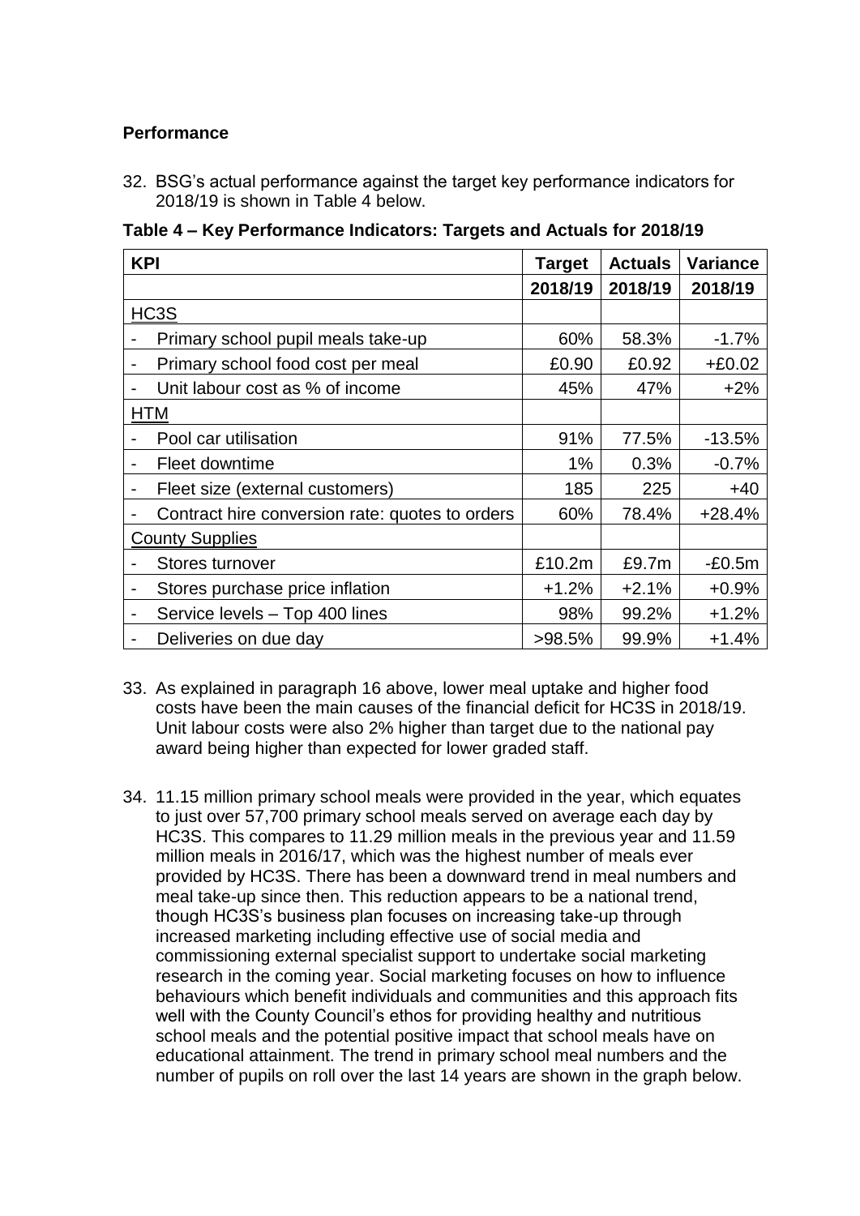**Performance**

32. BSG's actual performance against the target key performance indicators for 2018/19 is shown in Table 4 below.

**Table 4 – Key Performance Indicators: Targets and Actuals for 2018/19**

| KPI | Target | Actuals | Variance |
|---|---|---|---|
| | **2018/19** | **2018/19** | **2018/19** |
| <u>HC3S</u> | | | |
| - Primary school pupil meals take-up | 60% | 58.3% | -1.7% |
| - Primary school food cost per meal | £0.90 | £0.92 | +£0.02 |
| - Unit labour cost as % of income | 45% | 47% | +2% |
| <u>HTM</u> | | | |
| - Pool car utilisation | 91% | 77.5% | -13.5% |
| - Fleet downtime | 1% | 0.3% | -0.7% |
| - Fleet size (external customers) | 185 | 225 | +40 |
| - Contract hire conversion rate: quotes to orders | 60% | 78.4% | +28.4% |
| <u>County Supplies</u> | | | |
| - Stores turnover | £10.2m | £9.7m | -£0.5m |
| - Stores purchase price inflation | +1.2% | +2.1% | +0.9% |
| - Service levels – Top 400 lines | 98% | 99.2% | +1.2% |
| - Deliveries on due day | >98.5% | 99.9% | +1.4% |

33. As explained in paragraph 16 above, lower meal uptake and higher food costs have been the main causes of the financial deficit for HC3S in 2018/19. Unit labour costs were also 2% higher than target due to the national pay award being higher than expected for lower graded staff.

34. 11.15 million primary school meals were provided in the year, which equates to just over 57,700 primary school meals served on average each day by HC3S. This compares to 11.29 million meals in the previous year and 11.59 million meals in 2016/17, which was the highest number of meals ever provided by HC3S. There has been a downward trend in meal numbers and meal take-up since then. This reduction appears to be a national trend, though HC3S's business plan focuses on increasing take-up through increased marketing including effective use of social media and commissioning external specialist support to undertake social marketing research in the coming year. Social marketing focuses on how to influence behaviours which benefit individuals and communities and this approach fits well with the County Council's ethos for providing healthy and nutritious school meals and the potential positive impact that school meals have on educational attainment. The trend in primary school meal numbers and the number of pupils on roll over the last 14 years are shown in the graph below.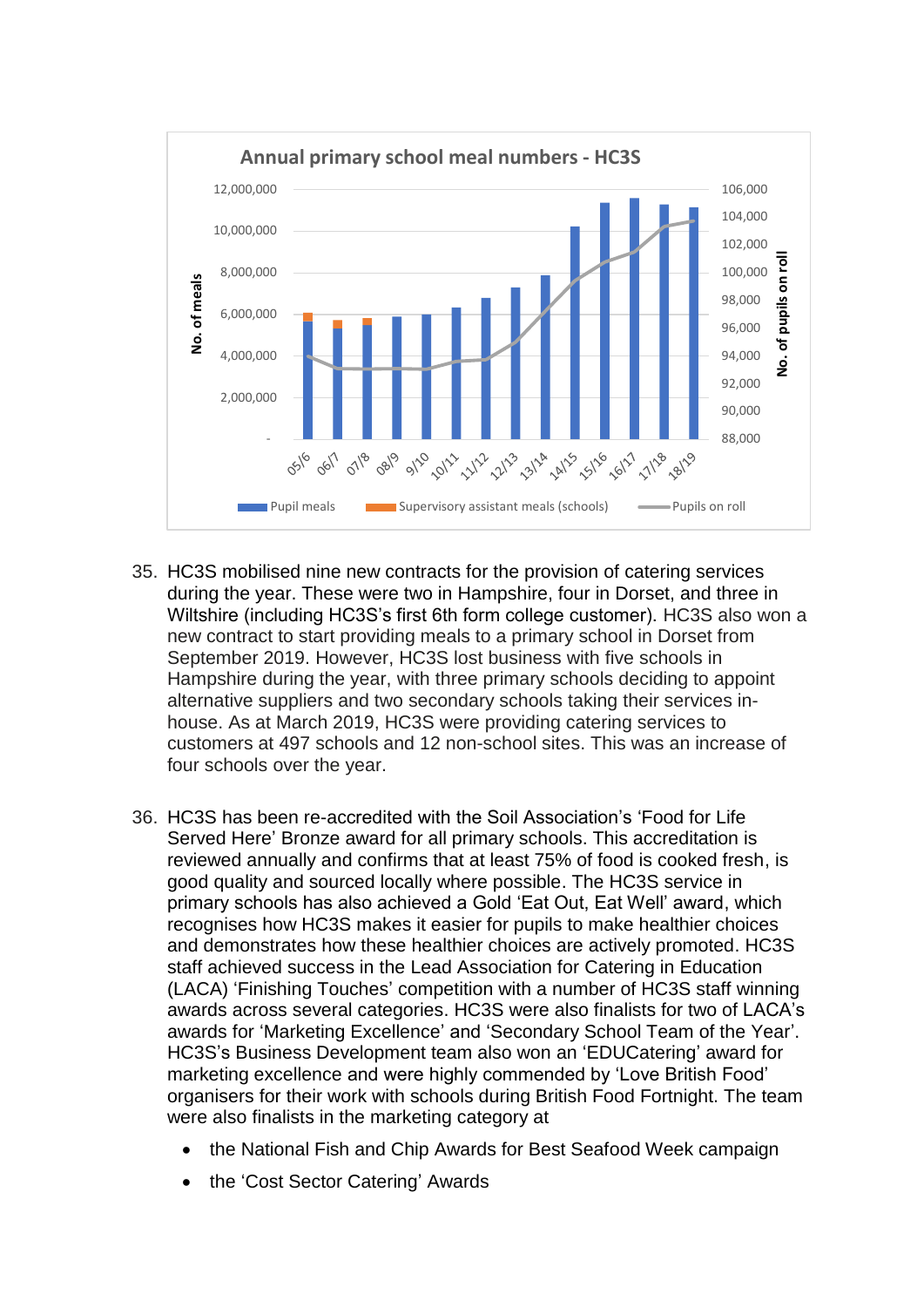35. HC3S mobilised nine new contracts for the provision of catering services during the year. These were two in Hampshire, four in Dorset, and three in Wiltshire (including HC3S's first 6th form college customer). HC3S also won a new contract to start providing meals to a primary school in Dorset from September 2019. However, HC3S lost business with five schools in Hampshire during the year, with three primary schools deciding to appoint alternative suppliers and two secondary schools taking their services in-house. As at March 2019, HC3S were providing catering services to customers at 497 schools and 12 non-school sites. This was an increase of four schools over the year.

36. HC3S has been re-accredited with the Soil Association's 'Food for Life Served Here' Bronze award for all primary schools. This accreditation is reviewed annually and confirms that at least 75% of food is cooked fresh, is good quality and sourced locally where possible. The HC3S service in primary schools has also achieved a Gold 'Eat Out, Eat Well' award, which recognises how HC3S makes it easier for pupils to make healthier choices and demonstrates how these healthier choices are actively promoted. HC3S staff achieved success in the Lead Association for Catering in Education (LACA) 'Finishing Touches' competition with a number of HC3S staff winning awards across several categories. HC3S were also finalists for two of LACA's awards for 'Marketing Excellence' and 'Secondary School Team of the Year'. HC3S's Business Development team also won an 'EDUCatering' award for marketing excellence and were highly commended by 'Love British Food' organisers for their work with schools during British Food Fortnight. The team were also finalists in the marketing category at

- the National Fish and Chip Awards for Best Seafood Week campaign
- the 'Cost Sector Catering' Awards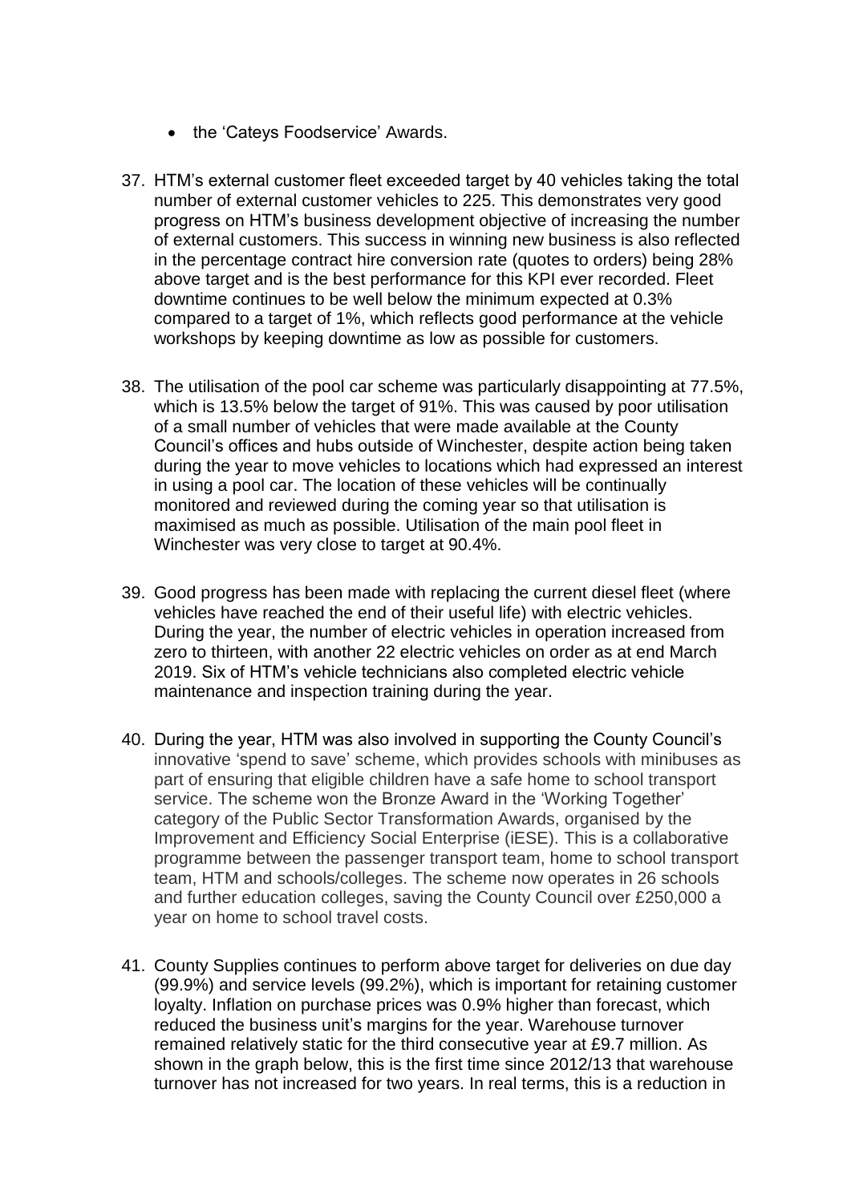- the 'Cateys Foodservice' Awards.

37. HTM's external customer fleet exceeded target by 40 vehicles taking the total number of external customer vehicles to 225. This demonstrates very good progress on HTM's business development objective of increasing the number of external customers. This success in winning new business is also reflected in the percentage contract hire conversion rate (quotes to orders) being 28% above target and is the best performance for this KPI ever recorded. Fleet downtime continues to be well below the minimum expected at 0.3% compared to a target of 1%, which reflects good performance at the vehicle workshops by keeping downtime as low as possible for customers.

38. The utilisation of the pool car scheme was particularly disappointing at 77.5%, which is 13.5% below the target of 91%. This was caused by poor utilisation of a small number of vehicles that were made available at the County Council's offices and hubs outside of Winchester, despite action being taken during the year to move vehicles to locations which had expressed an interest in using a pool car. The location of these vehicles will be continually monitored and reviewed during the coming year so that utilisation is maximised as much as possible. Utilisation of the main pool fleet in Winchester was very close to target at 90.4%.

39. Good progress has been made with replacing the current diesel fleet (where vehicles have reached the end of their useful life) with electric vehicles. During the year, the number of electric vehicles in operation increased from zero to thirteen, with another 22 electric vehicles on order as at end March 2019. Six of HTM's vehicle technicians also completed electric vehicle maintenance and inspection training during the year.

40. During the year, HTM was also involved in supporting the County Council's innovative 'spend to save' scheme, which provides schools with minibuses as part of ensuring that eligible children have a safe home to school transport service. The scheme won the Bronze Award in the 'Working Together' category of the Public Sector Transformation Awards, organised by the Improvement and Efficiency Social Enterprise (iESE). This is a collaborative programme between the passenger transport team, home to school transport team, HTM and schools/colleges. The scheme now operates in 26 schools and further education colleges, saving the County Council over £250,000 a year on home to school travel costs.

41. County Supplies continues to perform above target for deliveries on due day (99.9%) and service levels (99.2%), which is important for retaining customer loyalty. Inflation on purchase prices was 0.9% higher than forecast, which reduced the business unit's margins for the year. Warehouse turnover remained relatively static for the third consecutive year at £9.7 million. As shown in the graph below, this is the first time since 2012/13 that warehouse turnover has not increased for two years. In real terms, this is a reduction in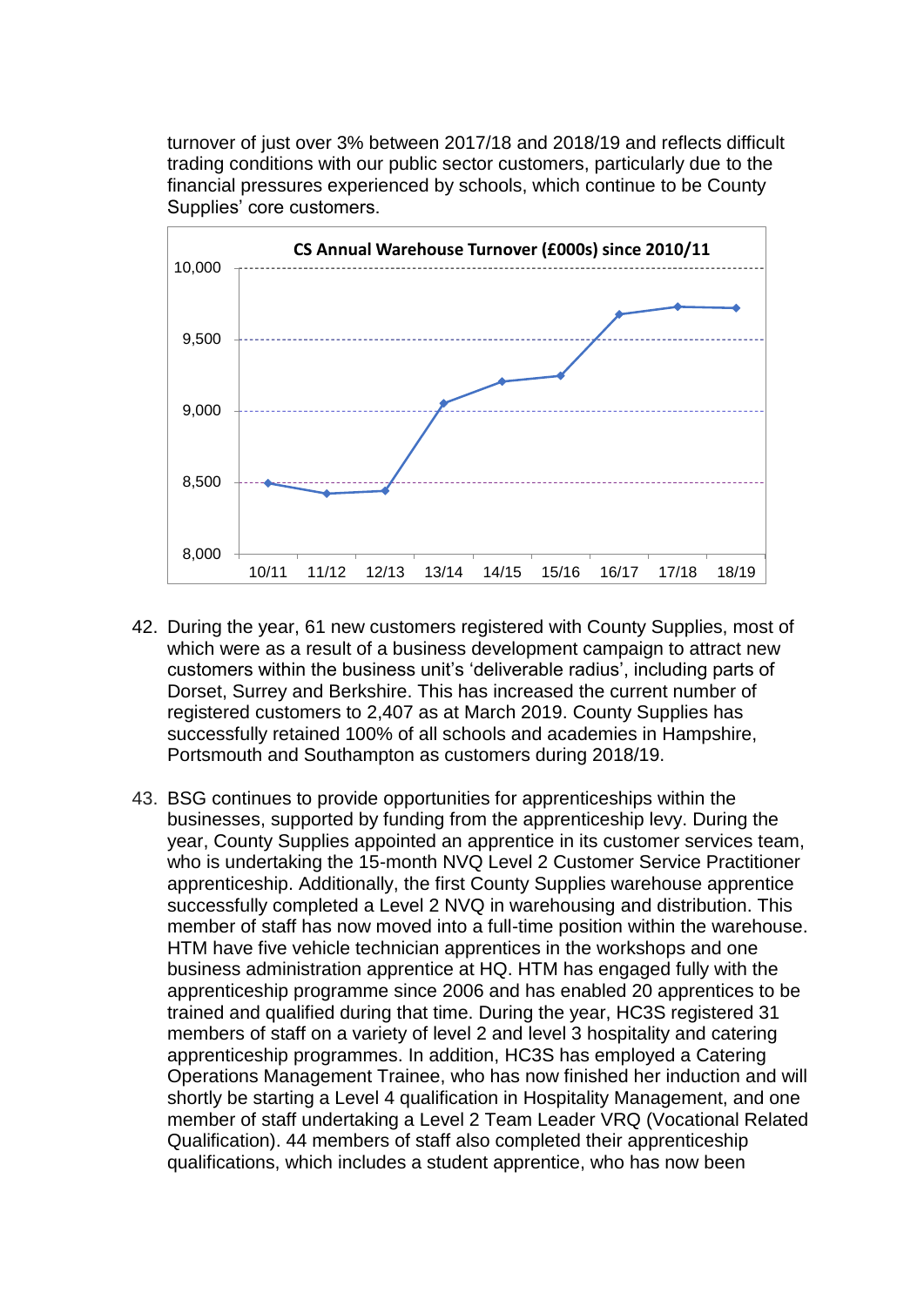turnover of just over 3% between 2017/18 and 2018/19 and reflects difficult trading conditions with our public sector customers, particularly due to the financial pressures experienced by schools, which continue to be County Supplies' core customers.

**CS Annual Warehouse Turnover (£000s) since 2010/11**

42. During the year, 61 new customers registered with County Supplies, most of which were as a result of a business development campaign to attract new customers within the business unit's 'deliverable radius', including parts of Dorset, Surrey and Berkshire. This has increased the current number of registered customers to 2,407 as at March 2019. County Supplies has successfully retained 100% of all schools and academies in Hampshire, Portsmouth and Southampton as customers during 2018/19.

43. BSG continues to provide opportunities for apprenticeships within the businesses, supported by funding from the apprenticeship levy. During the year, County Supplies appointed an apprentice in its customer services team, who is undertaking the 15-month NVQ Level 2 Customer Service Practitioner apprenticeship. Additionally, the first County Supplies warehouse apprentice successfully completed a Level 2 NVQ in warehousing and distribution. This member of staff has now moved into a full-time position within the warehouse. HTM have five vehicle technician apprentices in the workshops and one business administration apprentice at HQ. HTM has engaged fully with the apprenticeship programme since 2006 and has enabled 20 apprentices to be trained and qualified during that time. During the year, HC3S registered 31 members of staff on a variety of level 2 and level 3 hospitality and catering apprenticeship programmes. In addition, HC3S has employed a Catering Operations Management Trainee, who has now finished her induction and will shortly be starting a Level 4 qualification in Hospitality Management, and one member of staff undertaking a Level 2 Team Leader VRQ (Vocational Related Qualification). 44 members of staff also completed their apprenticeship qualifications, which includes a student apprentice, who has now been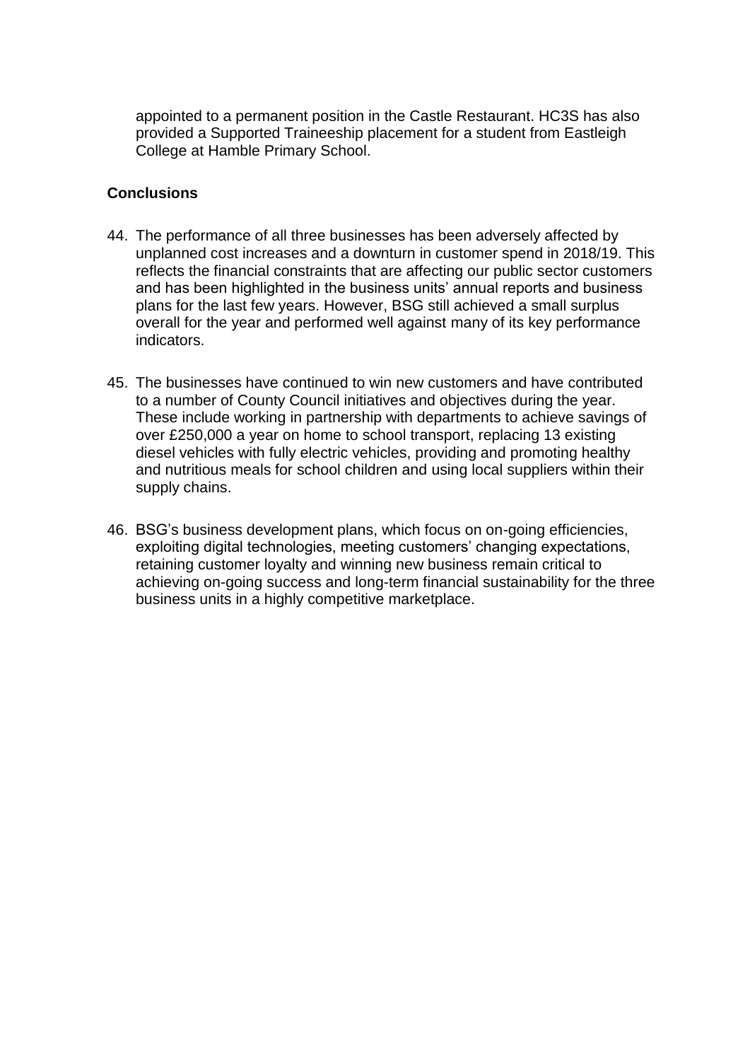appointed to a permanent position in the Castle Restaurant. HC3S has also provided a Supported Traineeship placement for a student from Eastleigh College at Hamble Primary School.

**Conclusions**

44. The performance of all three businesses has been adversely affected by unplanned cost increases and a downturn in customer spend in 2018/19. This reflects the financial constraints that are affecting our public sector customers and has been highlighted in the business units' annual reports and business plans for the last few years. However, BSG still achieved a small surplus overall for the year and performed well against many of its key performance indicators.

45. The businesses have continued to win new customers and have contributed to a number of County Council initiatives and objectives during the year. These include working in partnership with departments to achieve savings of over £250,000 a year on home to school transport, replacing 13 existing diesel vehicles with fully electric vehicles, providing and promoting healthy and nutritious meals for school children and using local suppliers within their supply chains.

46. BSG's business development plans, which focus on on-going efficiencies, exploiting digital technologies, meeting customers' changing expectations, retaining customer loyalty and winning new business remain critical to achieving on-going success and long-term financial sustainability for the three business units in a highly competitive marketplace.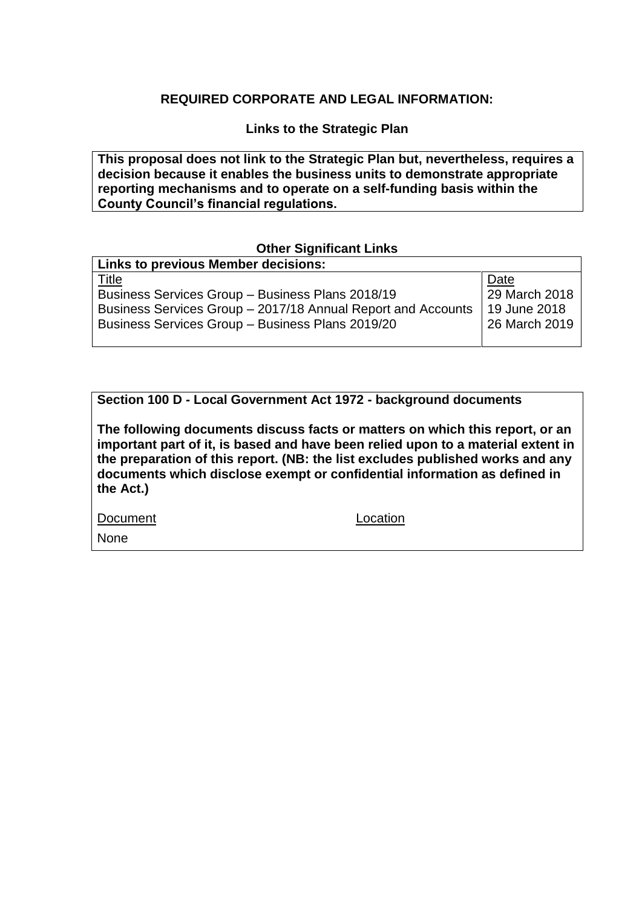**REQUIRED CORPORATE AND LEGAL INFORMATION:**

**Links to the Strategic Plan**

**This proposal does not link to the Strategic Plan but, nevertheless, requires a decision because it enables the business units to demonstrate appropriate reporting mechanisms and to operate on a self-funding basis within the County Council's financial regulations.**

**Other Significant Links**

| **Links to previous Member decisions:** | |
|---|---|
| Title | Date |
| Business Services Group – Business Plans 2018/19 | 29 March 2018 |
| Business Services Group – 2017/18 Annual Report and Accounts | 19 June 2018 |
| Business Services Group – Business Plans 2019/20 | 26 March 2019 |

**Section 100 D - Local Government Act 1972 - background documents**

**The following documents discuss facts or matters on which this report, or an important part of it, is based and have been relied upon to a material extent in the preparation of this report. (NB: the list excludes published works and any documents which disclose exempt or confidential information as defined in the Act.)**

| Document | Location |
|---|---|
| None | |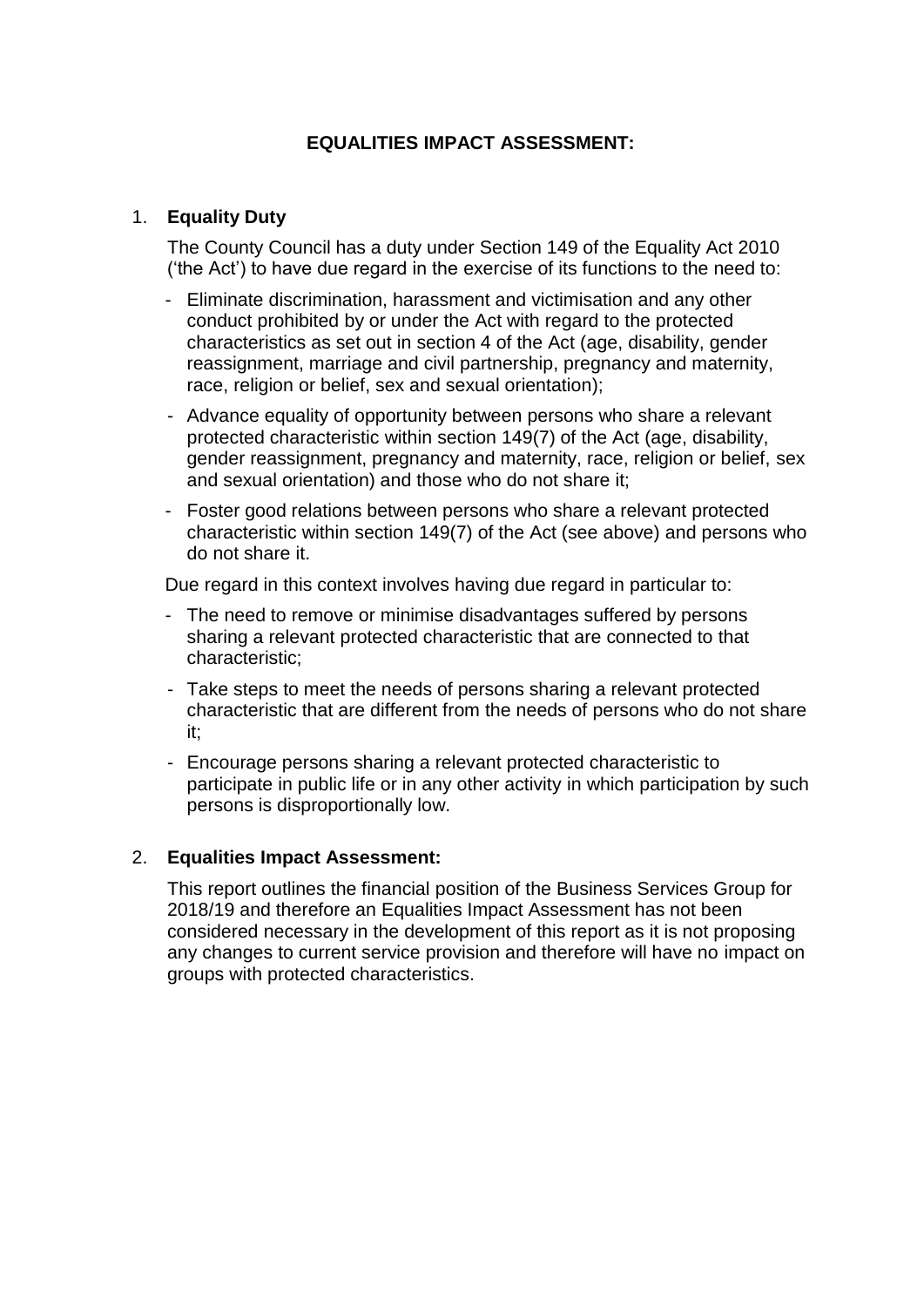# EQUALITIES IMPACT ASSESSMENT:

1. **Equality Duty**

   The County Council has a duty under Section 149 of the Equality Act 2010 ('the Act') to have due regard in the exercise of its functions to the need to:

   - Eliminate discrimination, harassment and victimisation and any other conduct prohibited by or under the Act with regard to the protected characteristics as set out in section 4 of the Act (age, disability, gender reassignment, marriage and civil partnership, pregnancy and maternity, race, religion or belief, sex and sexual orientation);
   - Advance equality of opportunity between persons who share a relevant protected characteristic within section 149(7) of the Act (age, disability, gender reassignment, pregnancy and maternity, race, religion or belief, sex and sexual orientation) and those who do not share it;
   - Foster good relations between persons who share a relevant protected characteristic within section 149(7) of the Act (see above) and persons who do not share it.

   Due regard in this context involves having due regard in particular to:

   - The need to remove or minimise disadvantages suffered by persons sharing a relevant protected characteristic that are connected to that characteristic;
   - Take steps to meet the needs of persons sharing a relevant protected characteristic that are different from the needs of persons who do not share it;
   - Encourage persons sharing a relevant protected characteristic to participate in public life or in any other activity in which participation by such persons is disproportionally low.

2. **Equalities Impact Assessment:**

   This report outlines the financial position of the Business Services Group for 2018/19 and therefore an Equalities Impact Assessment has not been considered necessary in the development of this report as it is not proposing any changes to current service provision and therefore will have no impact on groups with protected characteristics.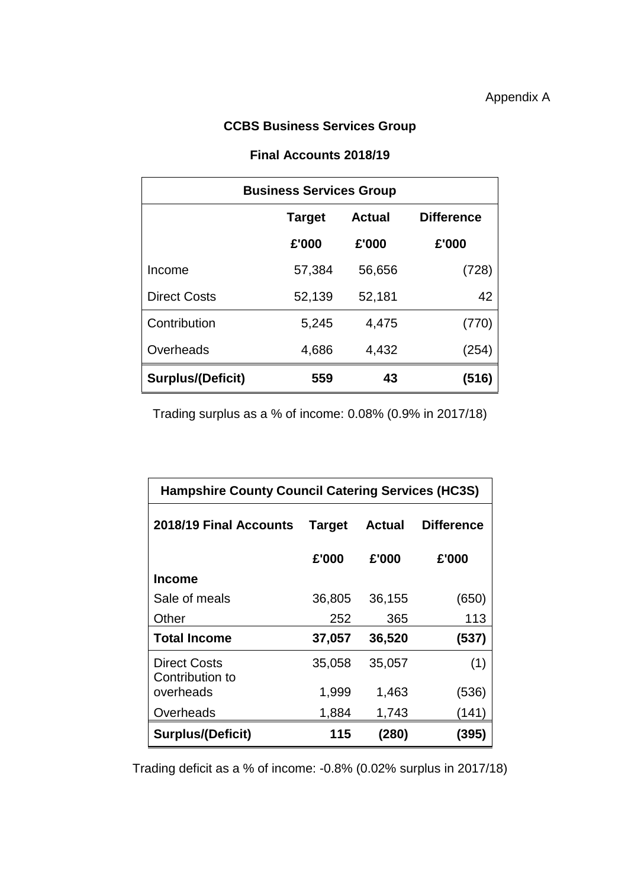Appendix A

## CCBS Business Services Group

### Final Accounts 2018/19

| Business Services Group | | | |
|---|---|---|---|
| | **Target** | **Actual** | **Difference** |
| | **£'000** | **£'000** | **£'000** |
| Income | 57,384 | 56,656 | (728) |
| Direct Costs | 52,139 | 52,181 | 42 |
| Contribution | 5,245 | 4,475 | (770) |
| Overheads | 4,686 | 4,432 | (254) |
| **Surplus/(Deficit)** | **559** | **43** | **(516)** |

Trading surplus as a % of income: 0.08% (0.9% in 2017/18)

| Hampshire County Council Catering Services (HC3S) | | | |
|---|---|---|---|
| **2018/19 Final Accounts** | **Target** | **Actual** | **Difference** |
| | **£'000** | **£'000** | **£'000** |
| **Income** | | | |
| Sale of meals | 36,805 | 36,155 | (650) |
| Other | 252 | 365 | 113 |
| **Total Income** | **37,057** | **36,520** | **(537)** |
| Direct Costs | 35,058 | 35,057 | (1) |
| Contribution to overheads | 1,999 | 1,463 | (536) |
| Overheads | 1,884 | 1,743 | (141) |
| **Surplus/(Deficit)** | **115** | **(280)** | **(395)** |

Trading deficit as a % of income: -0.8% (0.02% surplus in 2017/18)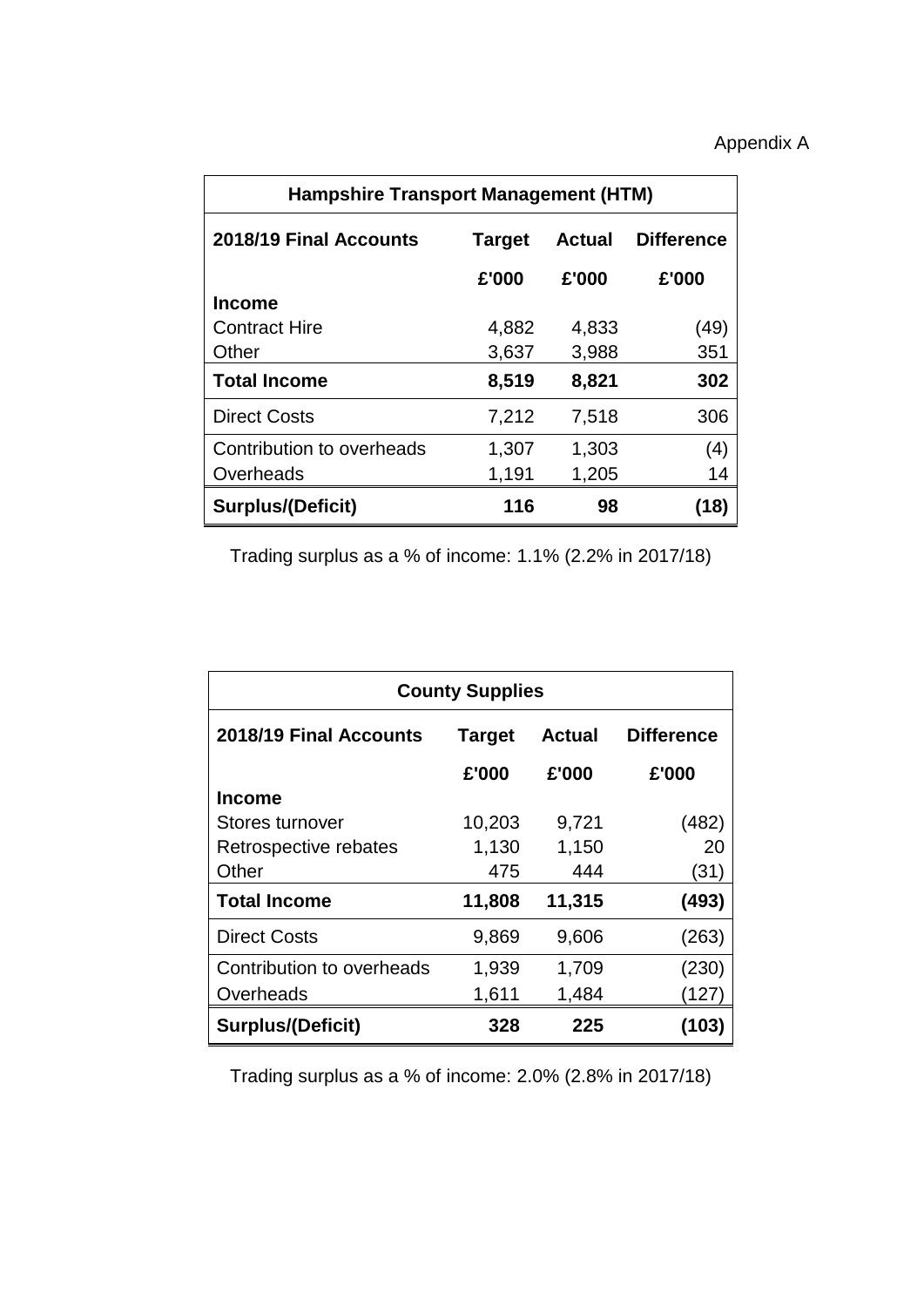Appendix A

| Hampshire Transport Management (HTM) | | | |
|---|---|---|---|
| **2018/19 Final Accounts** | **Target** | **Actual** | **Difference** |
| | **£'000** | **£'000** | **£'000** |
| **Income** | | | |
| Contract Hire | 4,882 | 4,833 | (49) |
| Other | 3,637 | 3,988 | 351 |
| **Total Income** | **8,519** | **8,821** | **302** |
| Direct Costs | 7,212 | 7,518 | 306 |
| Contribution to overheads | 1,307 | 1,303 | (4) |
| Overheads | 1,191 | 1,205 | 14 |
| **Surplus/(Deficit)** | **116** | **98** | **(18)** |

Trading surplus as a % of income: 1.1% (2.2% in 2017/18)

| County Supplies | | | |
|---|---|---|---|
| **2018/19 Final Accounts** | **Target** | **Actual** | **Difference** |
| | **£'000** | **£'000** | **£'000** |
| **Income** | | | |
| Stores turnover | 10,203 | 9,721 | (482) |
| Retrospective rebates | 1,130 | 1,150 | 20 |
| Other | 475 | 444 | (31) |
| **Total Income** | **11,808** | **11,315** | **(493)** |
| Direct Costs | 9,869 | 9,606 | (263) |
| Contribution to overheads | 1,939 | 1,709 | (230) |
| Overheads | 1,611 | 1,484 | (127) |
| **Surplus/(Deficit)** | **328** | **225** | **(103)** |

Trading surplus as a % of income: 2.0% (2.8% in 2017/18)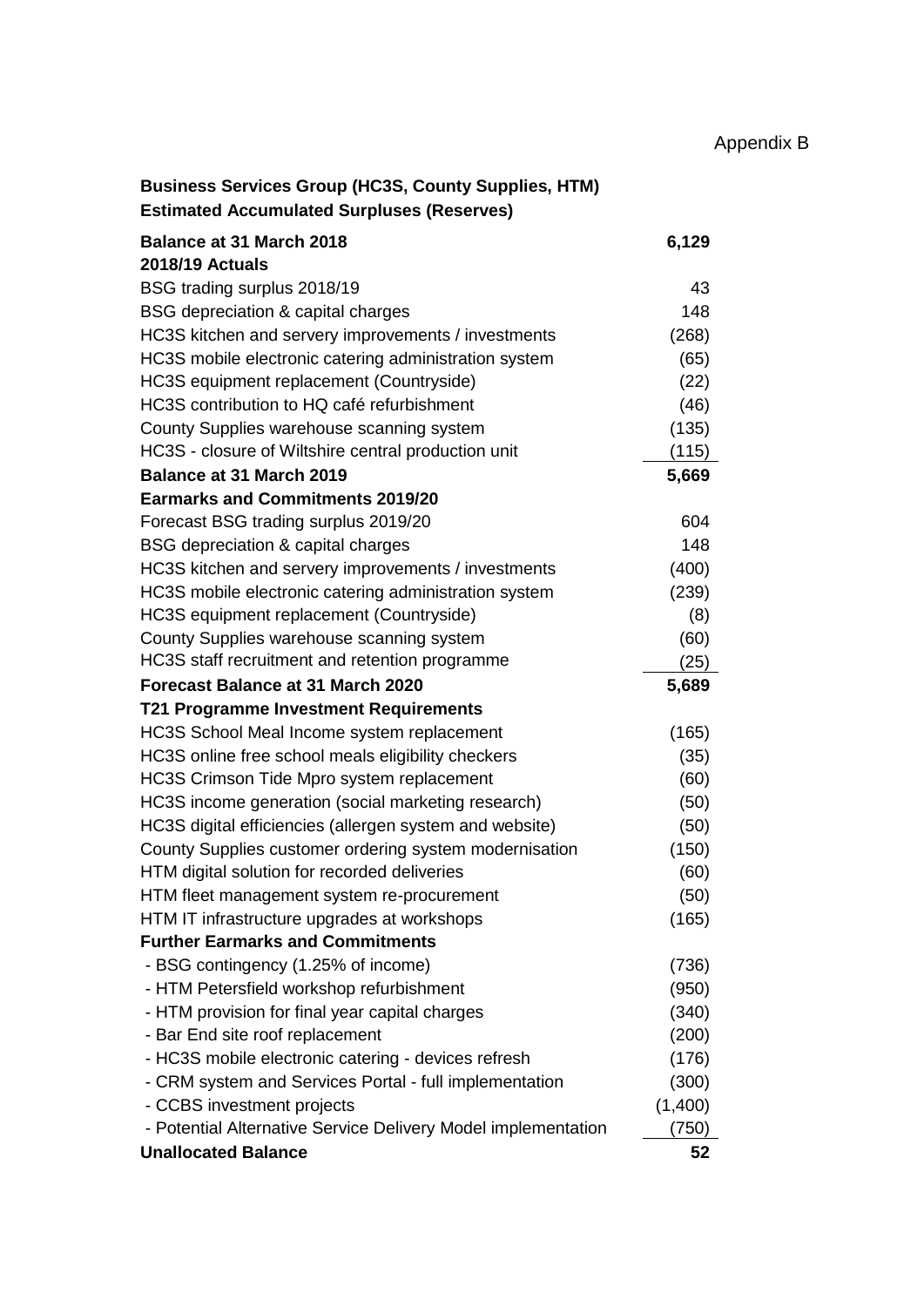Appendix B

**Business Services Group (HC3S, County Supplies, HTM)**
**Estimated Accumulated Surpluses (Reserves)**

| | |
|---|---|
| **Balance at 31 March 2018** | **6,129** |
| **2018/19 Actuals** | |
| BSG trading surplus 2018/19 | 43 |
| BSG depreciation & capital charges | 148 |
| HC3S kitchen and servery improvements / investments | (268) |
| HC3S mobile electronic catering administration system | (65) |
| HC3S equipment replacement (Countryside) | (22) |
| HC3S contribution to HQ café refurbishment | (46) |
| County Supplies warehouse scanning system | (135) |
| HC3S - closure of Wiltshire central production unit | (115) |
| **Balance at 31 March 2019** | **5,669** |
| **Earmarks and Commitments 2019/20** | |
| Forecast BSG trading surplus 2019/20 | 604 |
| BSG depreciation & capital charges | 148 |
| HC3S kitchen and servery improvements / investments | (400) |
| HC3S mobile electronic catering administration system | (239) |
| HC3S equipment replacement (Countryside) | (8) |
| County Supplies warehouse scanning system | (60) |
| HC3S staff recruitment and retention programme | (25) |
| **Forecast Balance at 31 March 2020** | **5,689** |
| **T21 Programme Investment Requirements** | |
| HC3S School Meal Income system replacement | (165) |
| HC3S online free school meals eligibility checkers | (35) |
| HC3S Crimson Tide Mpro system replacement | (60) |
| HC3S income generation (social marketing research) | (50) |
| HC3S digital efficiencies (allergen system and website) | (50) |
| County Supplies customer ordering system modernisation | (150) |
| HTM digital solution for recorded deliveries | (60) |
| HTM fleet management system re-procurement | (50) |
| HTM IT infrastructure upgrades at workshops | (165) |
| **Further Earmarks and Commitments** | |
| - BSG contingency (1.25% of income) | (736) |
| - HTM Petersfield workshop refurbishment | (950) |
| - HTM provision for final year capital charges | (340) |
| - Bar End site roof replacement | (200) |
| - HC3S mobile electronic catering - devices refresh | (176) |
| - CRM system and Services Portal - full implementation | (300) |
| - CCBS investment projects | (1,400) |
| - Potential Alternative Service Delivery Model implementation | (750) |
| **Unallocated Balance** | **52** |